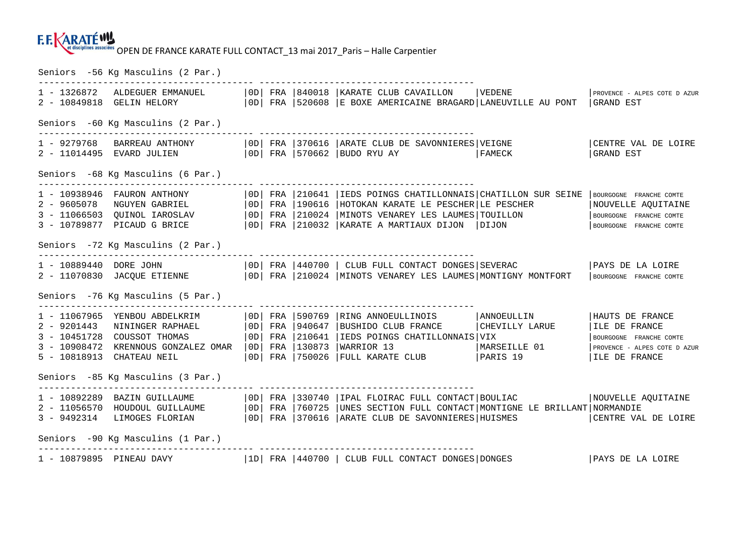F.F. KARATÉ et disciplines associées OPEN DE FRANCE KARATE FULL CONTACT_13 mai 2017_Paris – Halle Carpentier

## Seniors -56 Kg Masculins (2 Par.)

| Rang | Licence | Nom | Dan | Nat. | Club n° | Club | Ville | Ligue |
|---|---|---|---|---|---|---|---|---|
| 1 | 1326872 | ALDEGUER EMMANUEL | 0D | FRA | 840018 | KARATE CLUB CAVAILLON | VEDENE | PROVENCE - ALPES COTE D AZUR |
| 2 | 10849818 | GELIN HELORY | 0D | FRA | 520608 | E BOXE AMERICAINE BRAGARD | LANEUVILLE AU PONT | GRAND EST |

## Seniors -60 Kg Masculins (2 Par.)

| Rang | Licence | Nom | Dan | Nat. | Club n° | Club | Ville | Ligue |
|---|---|---|---|---|---|---|---|---|
| 1 | 9279768 | BARREAU ANTHONY | 0D | FRA | 370616 | ARATE CLUB DE SAVONNIERES | VEIGNE | CENTRE VAL DE LOIRE |
| 2 | 11014495 | EVARD JULIEN | 0D | FRA | 570662 | BUDO RYU AY | FAMECK | GRAND EST |

## Seniors -68 Kg Masculins (6 Par.)

| Rang | Licence | Nom | Dan | Nat. | Club n° | Club | Ville | Ligue |
|---|---|---|---|---|---|---|---|---|
| 1 | 10938946 | FAURON ANTHONY | 0D | FRA | 210641 | IEDS POINGS CHATILLONNAIS | CHATILLON SUR SEINE | BOURGOGNE FRANCHE COMTE |
| 2 | 9605078 | NGUYEN GABRIEL | 0D | FRA | 190616 | HOTOKAN KARATE LE PESCHER | LE PESCHER | NOUVELLE AQUITAINE |
| 3 | 11066503 | QUINOL IAROSLAV | 0D | FRA | 210024 | MINOTS VENAREY LES LAUMES | TOUILLON | BOURGOGNE FRANCHE COMTE |
| 3 | 10789877 | PICAUD G BRICE | 0D | FRA | 210032 | KARATE A MARTIAUX DIJON | DIJON | BOURGOGNE FRANCHE COMTE |

## Seniors -72 Kg Masculins (2 Par.)

| Rang | Licence | Nom | Dan | Nat. | Club n° | Club | Ville | Ligue |
|---|---|---|---|---|---|---|---|---|
| 1 | 10889440 | DORE JOHN | 0D | FRA | 440700 | CLUB FULL CONTACT DONGES | SEVERAC | PAYS DE LA LOIRE |
| 2 | 11070830 | JACQUE ETIENNE | 0D | FRA | 210024 | MINOTS VENAREY LES LAUMES | MONTIGNY MONTFORT | BOURGOGNE FRANCHE COMTE |

## Seniors -76 Kg Masculins (5 Par.)

| Rang | Licence | Nom | Dan | Nat. | Club n° | Club | Ville | Ligue |
|---|---|---|---|---|---|---|---|---|
| 1 | 11067965 | YENBOU ABDELKRIM | 0D | FRA | 590769 | RING ANNOEULLINOIS | ANNOEULLIN | HAUTS DE FRANCE |
| 2 | 9201443 | NININGER RAPHAEL | 0D | FRA | 940647 | BUSHIDO CLUB FRANCE | CHEVILLY LARUE | ILE DE FRANCE |
| 3 | 10451728 | COUSSOT THOMAS | 0D | FRA | 210641 | IEDS POINGS CHATILLONNAIS | VIX | BOURGOGNE FRANCHE COMTE |
| 3 | 10908472 | KRENNOUS GONZALEZ OMAR | 0D | FRA | 130873 | WARRIOR 13 | MARSEILLE 01 | PROVENCE - ALPES COTE D AZUR |
| 5 | 10818913 | CHATEAU NEIL | 0D | FRA | 750026 | FULL KARATE CLUB | PARIS 19 | ILE DE FRANCE |

## Seniors -85 Kg Masculins (3 Par.)

| Rang | Licence | Nom | Dan | Nat. | Club n° | Club | Ville | Ligue |
|---|---|---|---|---|---|---|---|---|
| 1 | 10892289 | BAZIN GUILLAUME | 0D | FRA | 330740 | IPAL FLOIRAC FULL CONTACT | BOULIAC | NOUVELLE AQUITAINE |
| 2 | 11056570 | HOUDOUL GUILLAUME | 0D | FRA | 760725 | UNES SECTION FULL CONTACT | MONTIGNE LE BRILLANT | NORMANDIE |
| 3 | 9492314 | LIMOGES FLORIAN | 0D | FRA | 370616 | ARATE CLUB DE SAVONNIERES | HUISMES | CENTRE VAL DE LOIRE |

## Seniors -90 Kg Masculins (1 Par.)

| Rang | Licence | Nom | Dan | Nat. | Club n° | Club | Ville | Ligue |
|---|---|---|---|---|---|---|---|---|
| 1 | 10879895 | PINEAU DAVY | 1D | FRA | 440700 | CLUB FULL CONTACT DONGES | DONGES | PAYS DE LA LOIRE |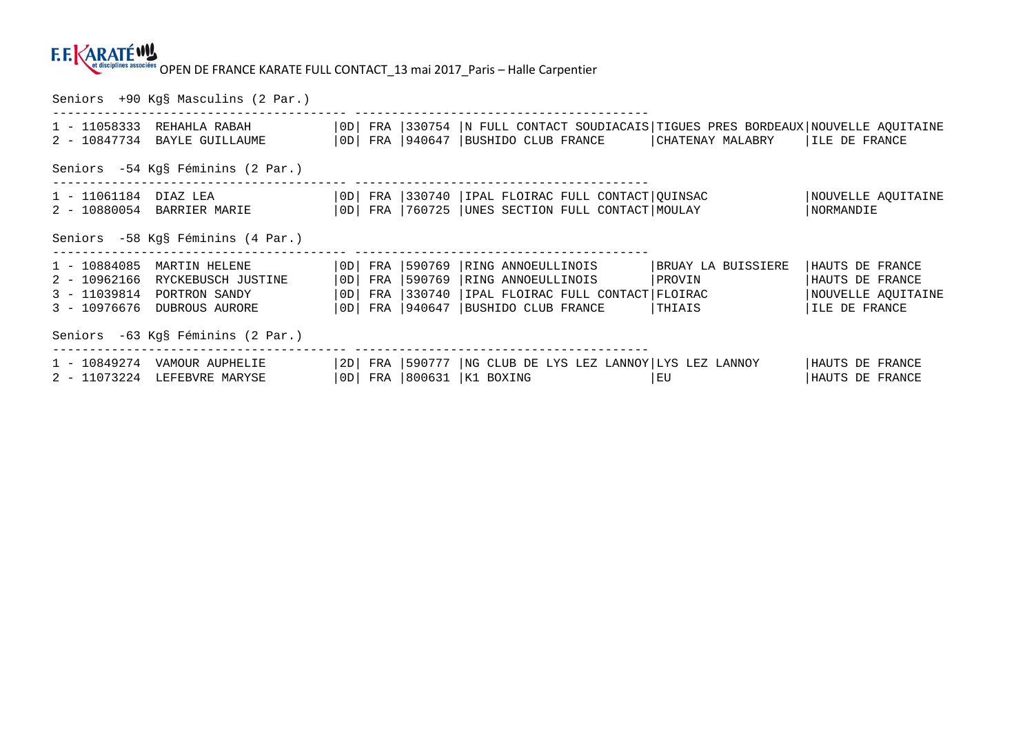F.F. KARATÉ et disciplines associées OPEN DE FRANCE KARATE FULL CONTACT_13 mai 2017_Paris – Halle Carpentier

Seniors +90 Kg§ Masculins (2 Par.)

| | | | | | | | | |
|---|---|---|---|---|---|---|---|---|
| 1 - 11058333 | REHAHLA RABAH | 0D | FRA | 330754 | N FULL CONTACT SOUDIACAIS | TIGUES PRES BORDEAUX | NOUVELLE AQUITAINE |
| 2 - 10847734 | BAYLE GUILLAUME | 0D | FRA | 940647 | BUSHIDO CLUB FRANCE | CHATENAY MALABRY | ILE DE FRANCE |

Seniors -54 Kg§ Féminins (2 Par.)

| | | | | | | | |
|---|---|---|---|---|---|---|---|
| 1 - 11061184 | DIAZ LEA | 0D | FRA | 330740 | IPAL FLOIRAC FULL CONTACT | QUINSAC | NOUVELLE AQUITAINE |
| 2 - 10880054 | BARRIER MARIE | 0D | FRA | 760725 | UNES SECTION FULL CONTACT | MOULAY | NORMANDIE |

Seniors -58 Kg§ Féminins (4 Par.)

| | | | | | | | |
|---|---|---|---|---|---|---|---|
| 1 - 10884085 | MARTIN HELENE | 0D | FRA | 590769 | RING ANNOEULLINOIS | BRUAY LA BUISSIERE | HAUTS DE FRANCE |
| 2 - 10962166 | RYCKEBUSCH JUSTINE | 0D | FRA | 590769 | RING ANNOEULLINOIS | PROVIN | HAUTS DE FRANCE |
| 3 - 11039814 | PORTRON SANDY | 0D | FRA | 330740 | IPAL FLOIRAC FULL CONTACT | FLOIRAC | NOUVELLE AQUITAINE |
| 3 - 10976676 | DUBROUS AURORE | 0D | FRA | 940647 | BUSHIDO CLUB FRANCE | THIAIS | ILE DE FRANCE |

Seniors -63 Kg§ Féminins (2 Par.)

| | | | | | | | |
|---|---|---|---|---|---|---|---|
| 1 - 10849274 | VAMOUR AUPHELIE | 2D | FRA | 590777 | NG CLUB DE LYS LEZ LANNOY | LYS LEZ LANNOY | HAUTS DE FRANCE |
| 2 - 11073224 | LEFEBVRE MARYSE | 0D | FRA | 800631 | K1 BOXING | EU | HAUTS DE FRANCE |